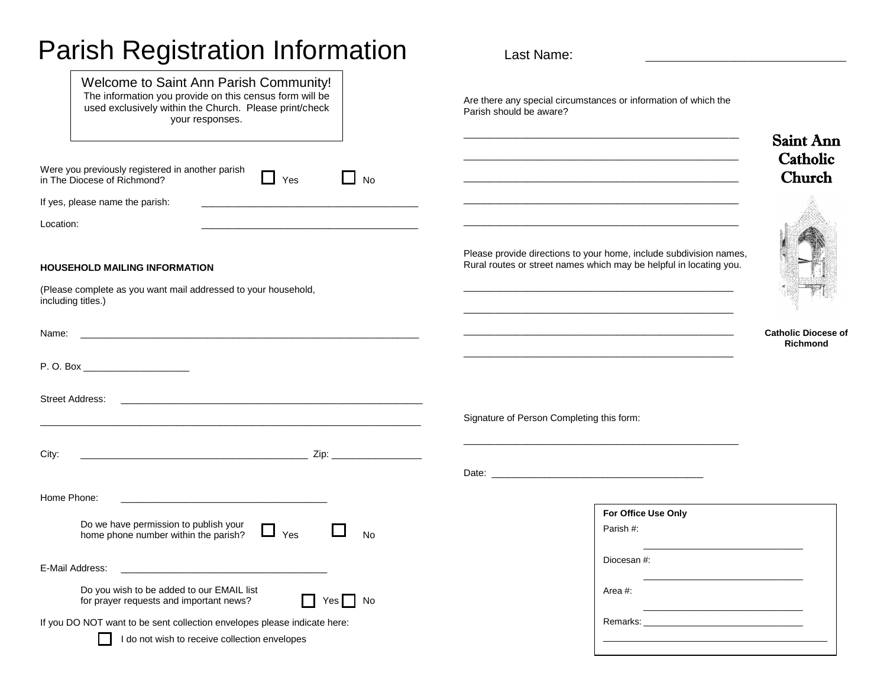# Parish Registration Information

Last Name: ______________________________

Welcome to Saint Ann Parish Community!
The information you provide on this census form will be used exclusively within the Church. Please print/check your responses.

Were you previously registered in another parish in The Diocese of Richmond? ☐ Yes ☐ No

If yes, please name the parish: ________________________________________

Location: ________________________________________

**HOUSEHOLD MAILING INFORMATION**

(Please complete as you want mail addressed to your household, including titles.)

Name: ________________________________________________________________

P. O. Box ____________________

Street Address: __________________________________________________________

___________________________________________________________________________

City: ____________________________________________ Zip: _________________

Home Phone: ________________________________________

Do we have permission to publish your home phone number within the parish? ☐ Yes ☐ No

E-Mail Address: ________________________________________

Do you wish to be added to our EMAIL list for prayer requests and important news? ☐ Yes ☐ No

If you DO NOT want to be sent collection envelopes please indicate here:

☐ I do not wish to receive collection envelopes

Are there any special circumstances or information of which the Parish should be aware?

____________________________________________________

____________________________________________________

____________________________________________________

____________________________________________________

____________________________________________________

Please provide directions to your home, include subdivision names, Rural routes or street names which may be helpful in locating you.

____________________________________________________

____________________________________________________

____________________________________________________

____________________________________________________

Signature of Person Completing this form:

____________________________________________________

Date: ________________________________________

**Saint Ann Catholic Church**

**Catholic Diocese of Richmond**

**For Office Use Only**

Parish #: _______________________________

Diocesan #: _______________________________

Area #: _______________________________

Remarks: _______________________________

_____________________________________________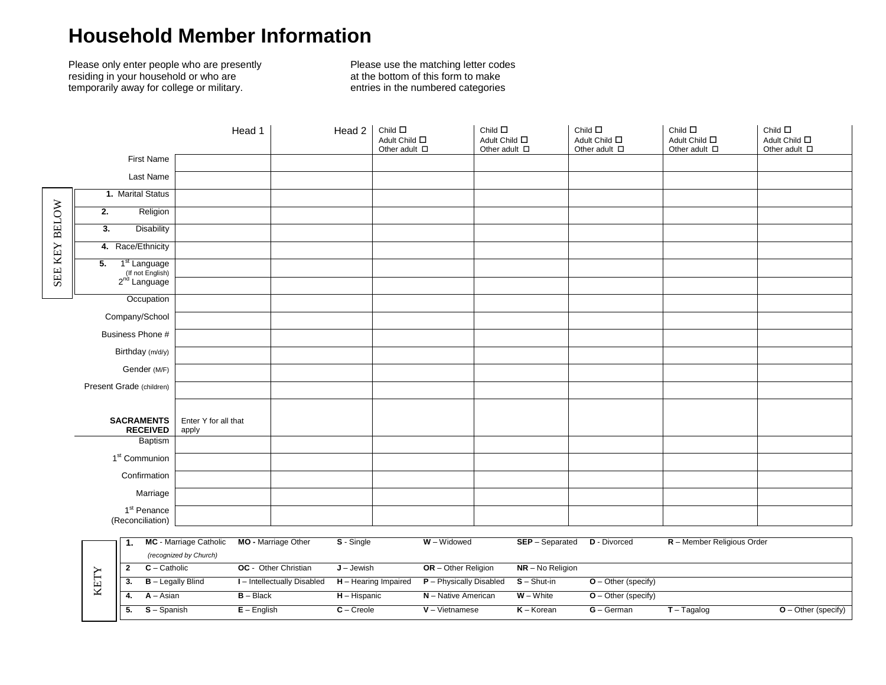# Household Member Information

Please only enter people who are presently residing in your household or who are temporarily away for college or military.

Please use the matching letter codes at the bottom of this form to make entries in the numbered categories

| | Head 1 | Head 2 | Child ☐ Adult Child ☐ Other adult ☐ | Child ☐ Adult Child ☐ Other adult ☐ | Child ☐ Adult Child ☐ Other adult ☐ | Child ☐ Adult Child ☐ Other adult ☐ | Child ☐ Adult Child ☐ Other adult ☐ |
|---|---|---|---|---|---|---|---|
| First Name | | | | | | | |
| Last Name | | | | | | | |
| 1. Marital Status | | | | | | | |
| 2. Religion | | | | | | | |
| 3. Disability | | | | | | | |
| 4. Race/Ethnicity | | | | | | | |
| 5. 1st Language (If not English) | | | | | | | |
| 2nd Language | | | | | | | |
| Occupation | | | | | | | |
| Company/School | | | | | | | |
| Business Phone # | | | | | | | |
| Birthday (m/d/y) | | | | | | | |
| Gender (M/F) | | | | | | | |
| Present Grade (children) | | | | | | | |
| **SACRAMENTS RECEIVED** | Enter Y for all that apply | | | | | | |
| Baptism | | | | | | | |
| 1st Communion | | | | | | | |
| Confirmation | | | | | | | |
| Marriage | | | | | | | |
| 1st Penance (Reconciliation) | | | | | | | |

SEE KEY BELOW

KETY

| | | | | | | | | |
|---|---|---|---|---|---|---|---|---|
| **1.** | **MC** - Marriage Catholic *(recognized by Church)* | **MO -** Marriage Other | **S** - Single | **W** – Widowed | **SEP** – Separated | **D** - Divorced | **R** – Member Religious Order | |
| **2** | **C** – Catholic | **OC** - Other Christian | **J** – Jewish | **OR** – Other Religion | **NR** – No Religion | | | |
| **3.** | **B** – Legally Blind | **I** – Intellectually Disabled | **H** – Hearing Impaired | **P** – Physically Disabled | **S** – Shut-in | **O** – Other (specify) | | |
| **4.** | **A** – Asian | **B** – Black | **H** – Hispanic | **N** – Native American | **W** – White | **O** – Other (specify) | | |
| **5.** | **S** – Spanish | **E** – English | **C** – Creole | **V** – Vietnamese | **K** – Korean | **G** – German | **T** – Tagalog | **O** – Other (specify) |